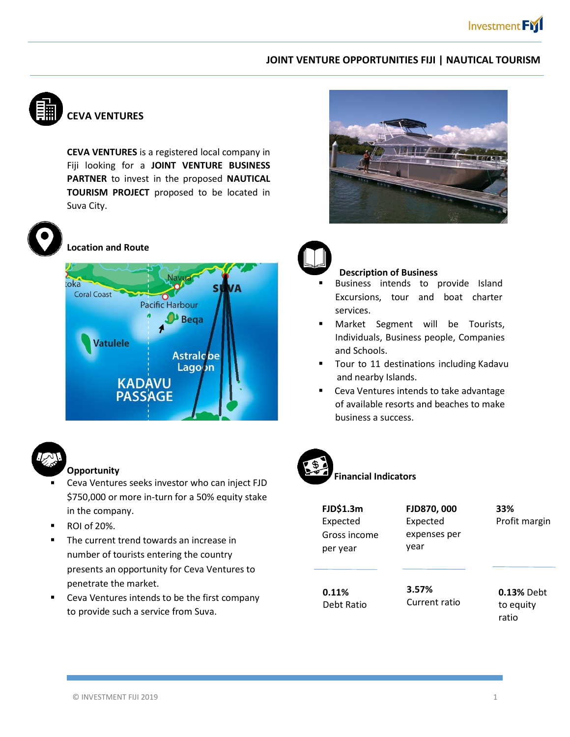## JOINT VENTURE OPPORTUNITIES FIJI | NAUTICAL TOURISM

### CEVA VENTURES

**CEVA VENTURES** is a registered local company in Fiji looking for a **JOINT VENTURE BUSINESS PARTNER** to invest in the proposed **NAUTICAL TOURISM PROJECT** proposed to be located in Suva City.

### Location and Route

### Description of Business

- Business intends to provide Island Excursions, tour and boat charter services.
- Market Segment will be Tourists, Individuals, Business people, Companies and Schools.
- Tour to 11 destinations including Kadavu and nearby Islands.
- Ceva Ventures intends to take advantage of available resorts and beaches to make business a success.

### Opportunity

- Ceva Ventures seeks investor who can inject FJD $750,000 or more in-turn for a 50% equity stake in the company.
- ROI of 20%.
- The current trend towards an increase in number of tourists entering the country presents an opportunity for Ceva Ventures to penetrate the market.
- Ceva Ventures intends to be the first company to provide such a service from Suva.

### Financial Indicators

| | | |
|---|---|---|
| **FJD$1.3m** Expected Gross income per year | **FJD870, 000** Expected expenses per year | **33%** Profit margin |
| **0.11%** Debt Ratio | **3.57%** Current ratio | **0.13%** Debt to equity ratio |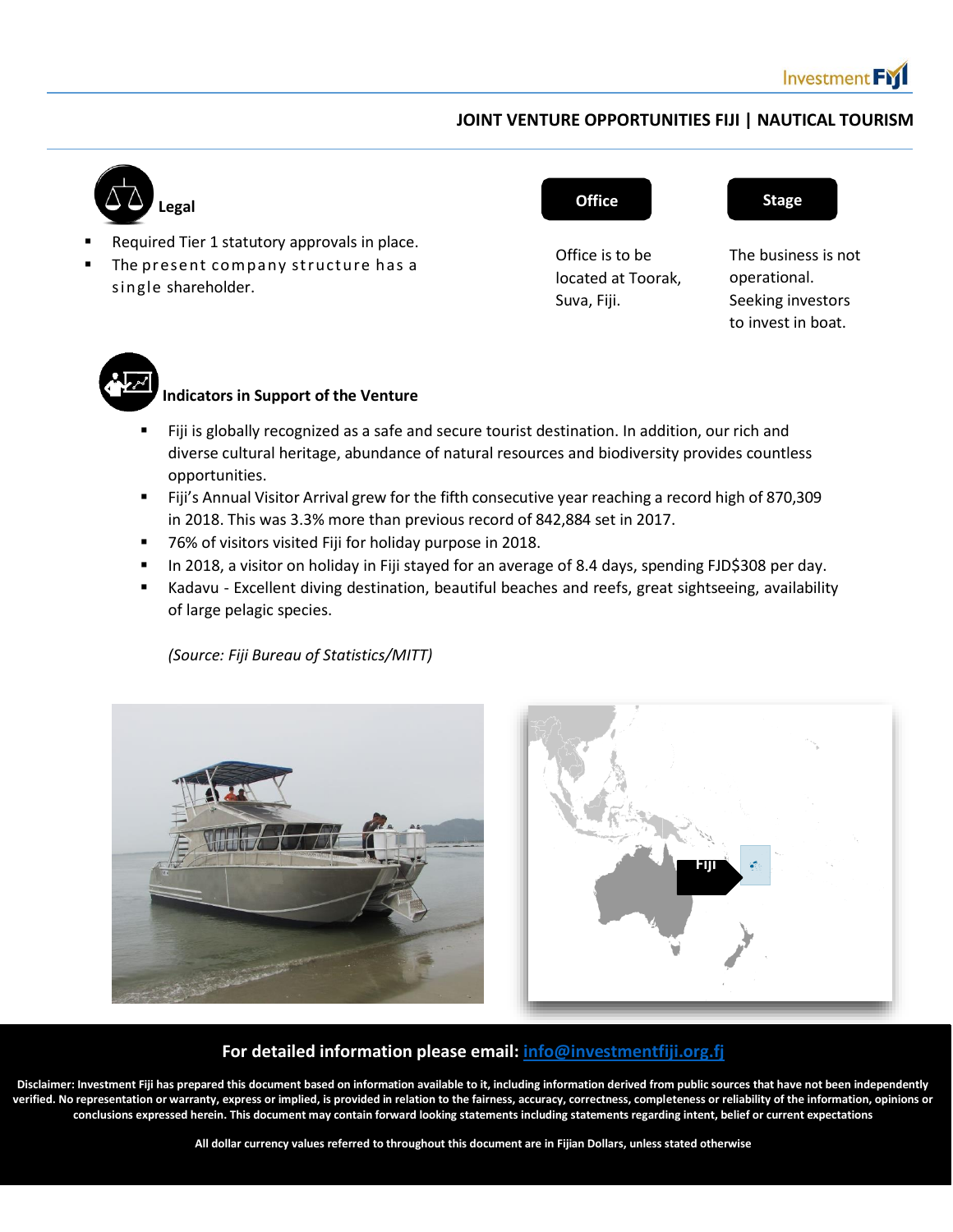**JOINT VENTURE OPPORTUNITIES FIJI | NAUTICAL TOURISM**

### Legal

- Required Tier 1 statutory approvals in place.
- The present company structure has a single shareholder.

**Office**

Office is to be located at Toorak, Suva, Fiji.

**Stage**

The business is not operational. Seeking investors to invest in boat.

### Indicators in Support of the Venture

- Fiji is globally recognized as a safe and secure tourist destination. In addition, our rich and diverse cultural heritage, abundance of natural resources and biodiversity provides countless opportunities.
- Fiji's Annual Visitor Arrival grew for the fifth consecutive year reaching a record high of 870,309 in 2018. This was 3.3% more than previous record of 842,884 set in 2017.
- 76% of visitors visited Fiji for holiday purpose in 2018.
- In 2018, a visitor on holiday in Fiji stayed for an average of 8.4 days, spending FJD$308 per day.
- Kadavu - Excellent diving destination, beautiful beaches and reefs, great sightseeing, availability of large pelagic species.

*(Source: Fiji Bureau of Statistics/MITT)*

Fiji

**For detailed information please email: info@investmentfiji.org.fj**

**Disclaimer: Investment Fiji has prepared this document based on information available to it, including information derived from public sources that have not been independently verified. No representation or warranty, express or implied, is provided in relation to the fairness, accuracy, correctness, completeness or reliability of the information, opinions or conclusions expressed herein. This document may contain forward looking statements including statements regarding intent, belief or current expectations**

**All dollar currency values referred to throughout this document are in Fijian Dollars, unless stated otherwise**